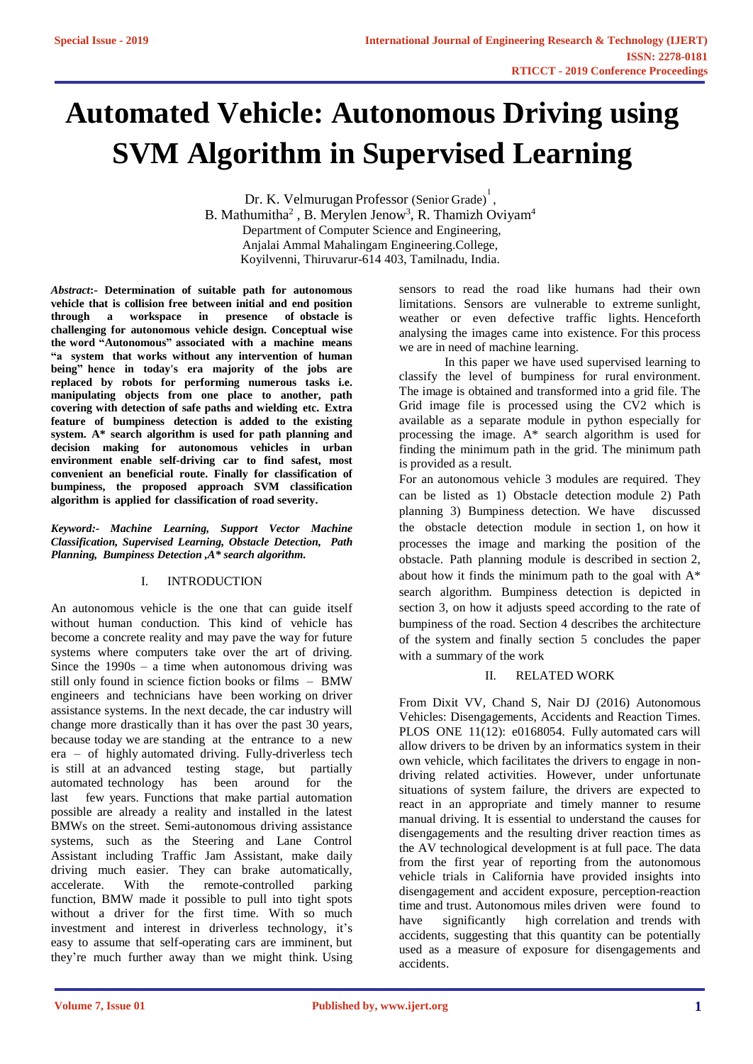# Automated Vehicle: Autonomous Driving using SVM Algorithm in Supervised Learning

Dr. K. Velmurugan Professor (Senior Grade)[1],
B. Mathumitha[2], B. Merylen Jenow[3], R. Thamizh Oviyam[4]
Department of Computer Science and Engineering,
Anjalai Ammal Mahalingam Engineering.College,
Koyilvenni, Thiruvarur-614 403, Tamilnadu, India.

***Abstract*:- Determination of suitable path for autonomous vehicle that is collision free between initial and end position through a workspace in presence of obstacle is challenging for autonomous vehicle design. Conceptual wise the word "Autonomous" associated with a machine means "a system that works without any intervention of human being" hence in today's era majority of the jobs are replaced by robots for performing numerous tasks i.e. manipulating objects from one place to another, path covering with detection of safe paths and wielding etc. Extra feature of bumpiness detection is added to the existing system. A* search algorithm is used for path planning and decision making for autonomous vehicles in urban environment enable self-driving car to find safest, most convenient an beneficial route. Finally for classification of bumpiness, the proposed approach SVM classification algorithm is applied for classification of road severity.**

***Keyword:- Machine Learning, Support Vector Machine Classification, Supervised Learning, Obstacle Detection, Path Planning, Bumpiness Detection ,A* search algorithm.***

## I. INTRODUCTION

An autonomous vehicle is the one that can guide itself without human conduction. This kind of vehicle has become a concrete reality and may pave the way for future systems where computers take over the art of driving. Since the 1990s – a time when autonomous driving was still only found in science fiction books or films – BMW engineers and technicians have been working on driver assistance systems. In the next decade, the car industry will change more drastically than it has over the past 30 years, because today we are standing at the entrance to a new era – of highly automated driving. Fully-driverless tech is still at an advanced testing stage, but partially automated technology has been around for the last few years. Functions that make partial automation possible are already a reality and installed in the latest BMWs on the street. Semi-autonomous driving assistance systems, such as the Steering and Lane Control Assistant including Traffic Jam Assistant, make daily driving much easier. They can brake automatically, accelerate. With the remote-controlled parking function, BMW made it possible to pull into tight spots without a driver for the first time. With so much investment and interest in driverless technology, it's easy to assume that self-operating cars are imminent, but they're much further away than we might think. Using sensors to read the road like humans had their own limitations. Sensors are vulnerable to extreme sunlight, weather or even defective traffic lights. Henceforth analysing the images came into existence. For this process we are in need of machine learning.

In this paper we have used supervised learning to classify the level of bumpiness for rural environment. The image is obtained and transformed into a grid file. The Grid image file is processed using the CV2 which is available as a separate module in python especially for processing the image. A* search algorithm is used for finding the minimum path in the grid. The minimum path is provided as a result.

For an autonomous vehicle 3 modules are required. They can be listed as 1) Obstacle detection module 2) Path planning 3) Bumpiness detection. We have discussed the obstacle detection module in section 1, on how it processes the image and marking the position of the obstacle. Path planning module is described in section 2, about how it finds the minimum path to the goal with A* search algorithm. Bumpiness detection is depicted in section 3, on how it adjusts speed according to the rate of bumpiness of the road. Section 4 describes the architecture of the system and finally section 5 concludes the paper with a summary of the work

## II. RELATED WORK

From Dixit VV, Chand S, Nair DJ (2016) Autonomous Vehicles: Disengagements, Accidents and Reaction Times. PLOS ONE 11(12): e0168054. Fully automated cars will allow drivers to be driven by an informatics system in their own vehicle, which facilitates the drivers to engage in non-driving related activities. However, under unfortunate situations of system failure, the drivers are expected to react in an appropriate and timely manner to resume manual driving. It is essential to understand the causes for disengagements and the resulting driver reaction times as the AV technological development is at full pace. The data from the first year of reporting from the autonomous vehicle trials in California have provided insights into disengagement and accident exposure, perception-reaction time and trust. Autonomous miles driven were found to have significantly high correlation and trends with accidents, suggesting that this quantity can be potentially used as a measure of exposure for disengagements and accidents.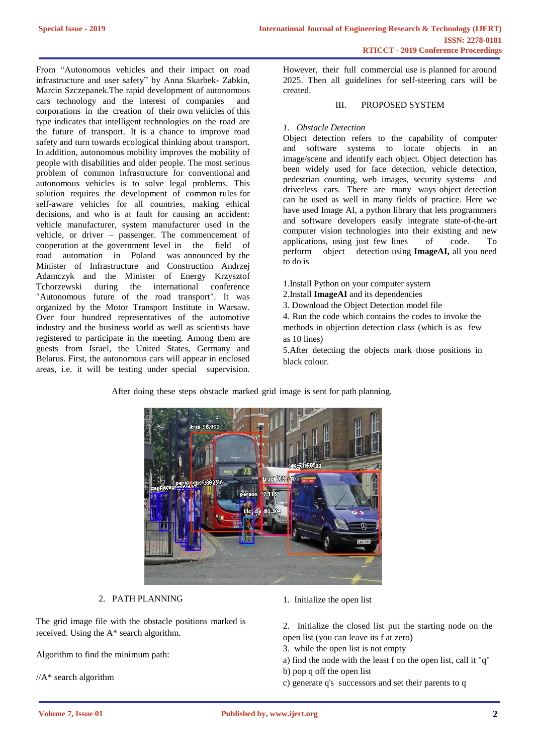From "Autonomous vehicles and their impact on road infrastructure and user safety" by Anna Skarbek- Zabkin, Marcin Szczepanek.The rapid development of autonomous cars technology and the interest of companies and corporations in the creation of their own vehicles of this type indicates that intelligent technologies on the road are the future of transport. It is a chance to improve road safety and turn towards ecological thinking about transport. In addition, autonomous mobility improves the mobility of people with disabilities and older people. The most serious problem of common infrastructure for conventional and autonomous vehicles is to solve legal problems. This solution requires the development of common rules for self-aware vehicles for all countries, making ethical decisions, and who is at fault for causing an accident: vehicle manufacturer, system manufacturer used in the vehicle, or driver – passenger. The commencement of cooperation at the government level in the field of road automation in Poland was announced by the Minister of Infrastructure and Construction Andrzej Adamczyk and the Minister of Energy Krzysztof Tchorzewski during the international conference "Autonomous future of the road transport". It was organized by the Motor Transport Institute in Warsaw. Over four hundred representatives of the automotive industry and the business world as well as scientists have registered to participate in the meeting. Among them are guests from Israel, the United States, Germany and Belarus. First, the autonomous cars will appear in enclosed areas, i.e. it will be testing under special supervision. However, their full commercial use is planned for around 2025. Then all guidelines for self-steering cars will be created.

## III. PROPOSED SYSTEM

### *1. Obstacle Detection*

Object detection refers to the capability of computer and software systems to locate objects in an image/scene and identify each object. Object detection has been widely used for face detection, vehicle detection, pedestrian counting, web images, security systems and driverless cars. There are many ways object detection can be used as well in many fields of practice. Here we have used Image AI, a python library that lets programmers and software developers easily integrate state-of-the-art computer vision technologies into their existing and new applications, using just few lines of code. To perform object detection using **ImageAI,** all you need to do is

1.Install Python on your computer system
2.Install **ImageAI** and its dependencies
3. Download the Object Detection model file
4. Run the code which contains the codes to invoke the methods in objection detection class (which is as few as 10 lines)
5.After detecting the objects mark those positions in black colour.

After doing these steps obstacle marked grid image is sent for path planning.

### 2. PATH PLANNING

The grid image file with the obstacle positions marked is received. Using the A* search algorithm.

Algorithm to find the minimum path:

//A* search algorithm

1. Initialize the open list

2. Initialize the closed list put the starting node on the open list (you can leave its f at zero)
3. while the open list is not empty
a) find the node with the least f on the open list, call it "q"
b) pop q off the open list
c) generate q's successors and set their parents to q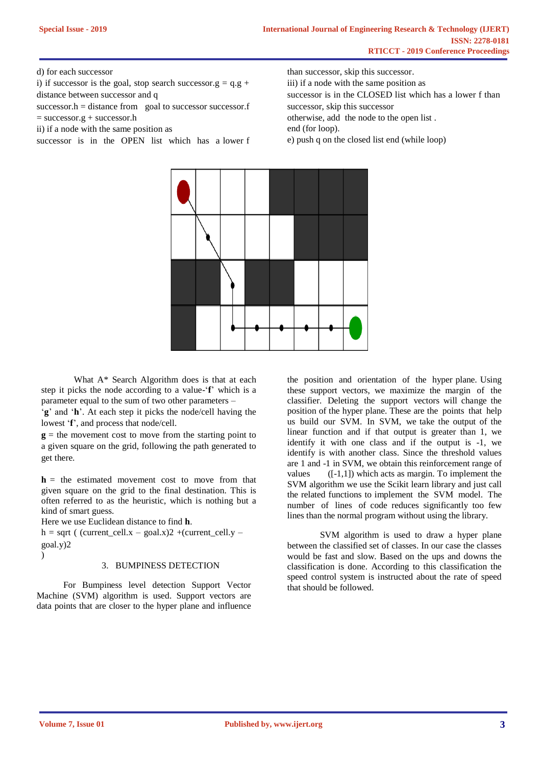d) for each successor

i) if successor is the goal, stop search successor.g = q.g + distance between successor and q

successor.h = distance from goal to successor successor.f = successor.g + successor.h

ii) if a node with the same position as successor is in the OPEN list which has a lower f than successor, skip this successor.

iii) if a node with the same position as successor is in the CLOSED list which has a lower f than successor, skip this successor

otherwise, add the node to the open list .

end (for loop).

e) push q on the closed list end (while loop)

What A* Search Algorithm does is that at each step it picks the node according to a value-'**f**' which is a parameter equal to the sum of two other parameters – '**g**' and '**h**'. At each step it picks the node/cell having the lowest '**f**', and process that node/cell.

**g** = the movement cost to move from the starting point to a given square on the grid, following the path generated to get there.

**h** = the estimated movement cost to move from that given square on the grid to the final destination. This is often referred to as the heuristic, which is nothing but a kind of smart guess.

Here we use Euclidean distance to find **h**.

h = sqrt ( (current_cell.x – goal.x)2 +(current_cell.y – goal.y)2 )

## 3. BUMPINESS DETECTION

For Bumpiness level detection Support Vector Machine (SVM) algorithm is used. Support vectors are data points that are closer to the hyper plane and influence the position and orientation of the hyper plane. Using these support vectors, we maximize the margin of the classifier. Deleting the support vectors will change the position of the hyper plane. These are the points that help us build our SVM. In SVM, we take the output of the linear function and if that output is greater than 1, we identify it with one class and if the output is -1, we identify is with another class. Since the threshold values are 1 and -1 in SVM, we obtain this reinforcement range of values ([-1,1]) which acts as margin. To implement the SVM algorithm we use the Scikit learn library and just call the related functions to implement the SVM model. The number of lines of code reduces significantly too few lines than the normal program without using the library.

SVM algorithm is used to draw a hyper plane between the classified set of classes. In our case the classes would be fast and slow. Based on the ups and downs the classification is done. According to this classification the speed control system is instructed about the rate of speed that should be followed.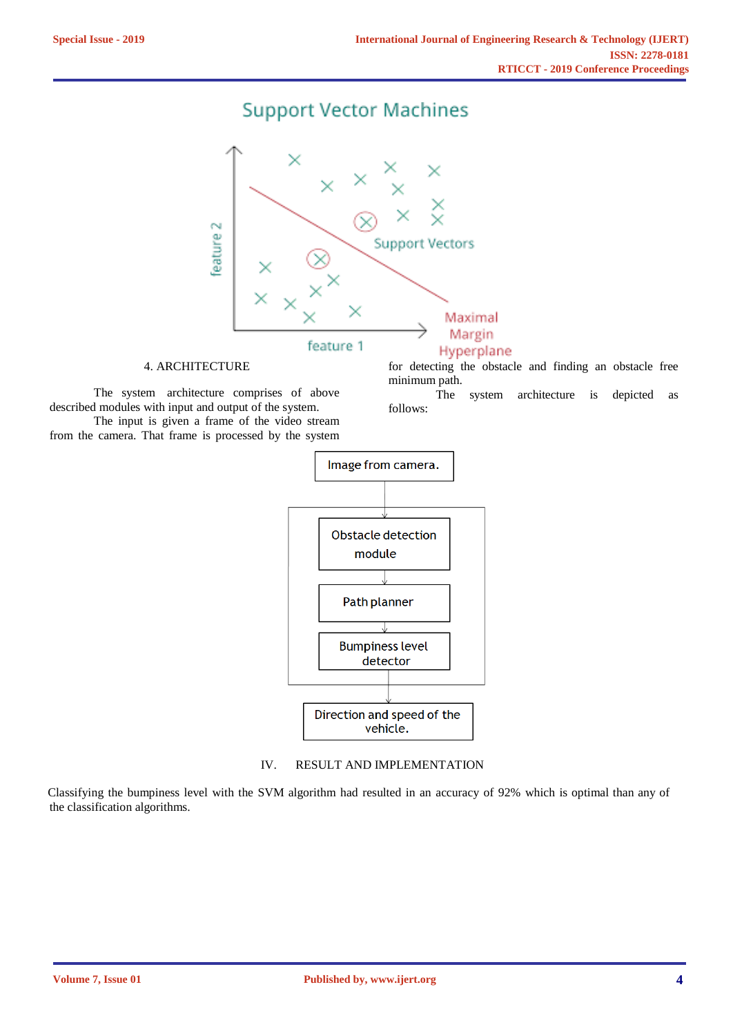Support Vector Machines

feature 2

feature 1

Support Vectors

Maximal Margin Hyperplane

## 4. ARCHITECTURE

The system architecture comprises of above described modules with input and output of the system.

The input is given a frame of the video stream from the camera. That frame is processed by the system for detecting the obstacle and finding an obstacle free minimum path.

The system architecture is depicted as follows:

Image from camera.

Obstacle detection module

Path planner

Bumpiness level detector

Direction and speed of the vehicle.

## IV. RESULT AND IMPLEMENTATION

Classifying the bumpiness level with the SVM algorithm had resulted in an accuracy of 92% which is optimal than any of the classification algorithms.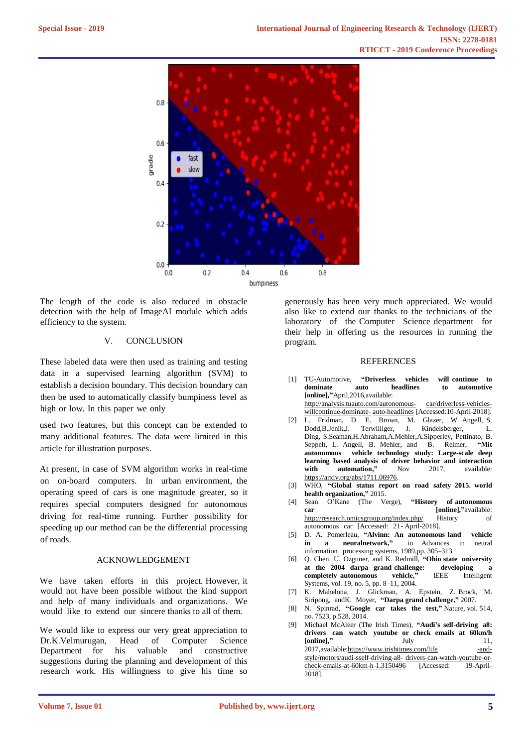The length of the code is also reduced in obstacle detection with the help of ImageAI module which adds efficiency to the system.

## V. CONCLUSION

These labeled data were then used as training and testing data in a supervised learning algorithm (SVM) to establish a decision boundary. This decision boundary can then be used to automatically classify bumpiness level as high or low. In this paper we only

used two features, but this concept can be extended to many additional features. The data were limited in this article for illustration purposes.

At present, in case of SVM algorithm works in real-time on on-board computers. In urban environment, the operating speed of cars is one magnitude greater, so it requires special computers designed for autonomous driving for real-time running. Further possibility for speeding up our method can be the differential processing of roads.

## ACKNOWLEDGEMENT

We have taken efforts in this project. However, it would not have been possible without the kind support and help of many individuals and organizations. We would like to extend our sincere thanks to all of them.

We would like to express our very great appreciation to Dr.K.Velmurugan, Head of Computer Science Department for his valuable and constructive suggestions during the planning and development of this research work. His willingness to give his time so generously has been very much appreciated. We would also like to extend our thanks to the technicians of the laboratory of the Computer Science department for their help in offering us the resources in running the program.

## REFERENCES

[1] TU-Automotive, **"Driverless vehicles will continue to dominate auto headlines to automotive [online],"** April,2016,available: http://analysis.tuauto.com/autonomous- car/driverless-vehicles-willcontinue-dominate- auto-headlines [Accessed:10-April-2018].

[2] L. Fridman, D. E. Brown, M. Glazer, W. Angell, S. Dodd,B.Jenik,J. Terwilliger, J. Kindelsberger, L. Ding, S.Seaman,H.Abraham,A.Mehler,A.Sipperley, Pettinato, B. Seppelt, L. Angell, B. Mehler, and B. Reimer, **"Mit autonomous vehicle technology study: Large-scale deep learning based analysis of driver behavior and interaction with automation,"** Nov 2017, available: https://arxiv.org/abs/1711.06976.

[3] WHO, **"Global status report on road safety 2015. world health organization,"** 2015.

[4] Sean O'Kane (The Verge), **"History of autonomous car [online],"**available: http://research.omicsgroup.org/index.php/ History of autonomous car [Accessed: 21- April-2018].

[5] D. A. Pomerleau, **"Alvinn: An autonomous land vehicle in a neuralnetwork,"** in Advances in neural information processing systems, 1989,pp. 305–313.

[6] Q. Chen, U. Ozguner, and K. Redmill, **"Ohio state university at the 2004 darpa grand challenge: developing a completely autonomous vehicle,"** IEEE Intelligent Systems, vol. 19, no. 5, pp. 8–11, 2004.

[7] K. Mahelona, J. Glickman, A. Epstein, Z. Brock, M. Siripong, andK. Moyer, **"Darpa grand challenge,"** 2007.

[8] N. Spinrad, **"Google car takes the test,"** Nature, vol. 514, no. 7523, p.528, 2014.

[9] Michael McAleer (The Irish Times), **"Audi's self-driving a8: drivers can watch youtube or check emails at 60km/h [online],"** July 11, 2017,available:https://www.irishtimes.com/life -and-style/motors/audi-sself-driving-a8- drivers-can-watch-youtube-or-check-emails-at-60km-h-1.3150496 [Accessed: 19-April-2018].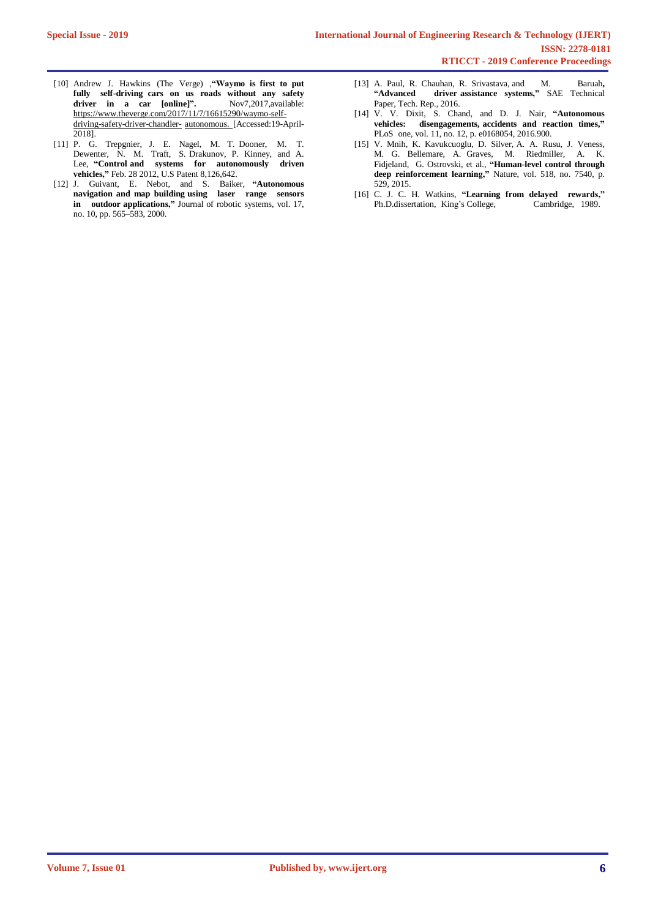[10] Andrew J. Hawkins (The Verge) ,**"Waymo is first to put fully self-driving cars on us roads without any safety driver in a car [online]".** Nov7,2017,available: https://www.theverge.com/2017/11/7/16615290/waymo-self-driving-safety-driver-chandler- autonomous. [Accessed:19-April-2018].

[11] P. G. Trepgnier, J. E. Nagel, M. T. Dooner, M. T. Dewenter, N. M. Traft, S. Drakunov, P. Kinney, and A. Lee, **"Control and systems for autonomously driven vehicles,"** Feb. 28 2012, U.S Patent 8,126,642.

[12] J. Guivant, E. Nebot, and S. Baiker, **"Autonomous navigation and map building using laser range sensors in outdoor applications,"** Journal of robotic systems, vol. 17, no. 10, pp. 565–583, 2000.

[13] A. Paul, R. Chauhan, R. Srivastava, and M. Baruah**, "Advanced driver assistance systems,"** SAE Technical Paper, Tech. Rep., 2016.

[14] V. V. Dixit, S. Chand, and D. J. Nair, **"Autonomous vehicles: disengagements, accidents and reaction times,"** PLoS one, vol. 11, no. 12, p. e0168054, 2016.900.

[15] V. Mnih, K. Kavukcuoglu, D. Silver, A. A. Rusu, J. Veness, M. G. Bellemare, A. Graves, M. Riedmiller, A. K. Fidjeland, G. Ostrovski, et al., **"Human-level control through deep reinforcement learning,"** Nature, vol. 518, no. 7540, p. 529, 2015.

[16] C. J. C. H. Watkins, **"Learning from delayed rewards,"** Ph.D.dissertation, King's College, Cambridge, 1989.